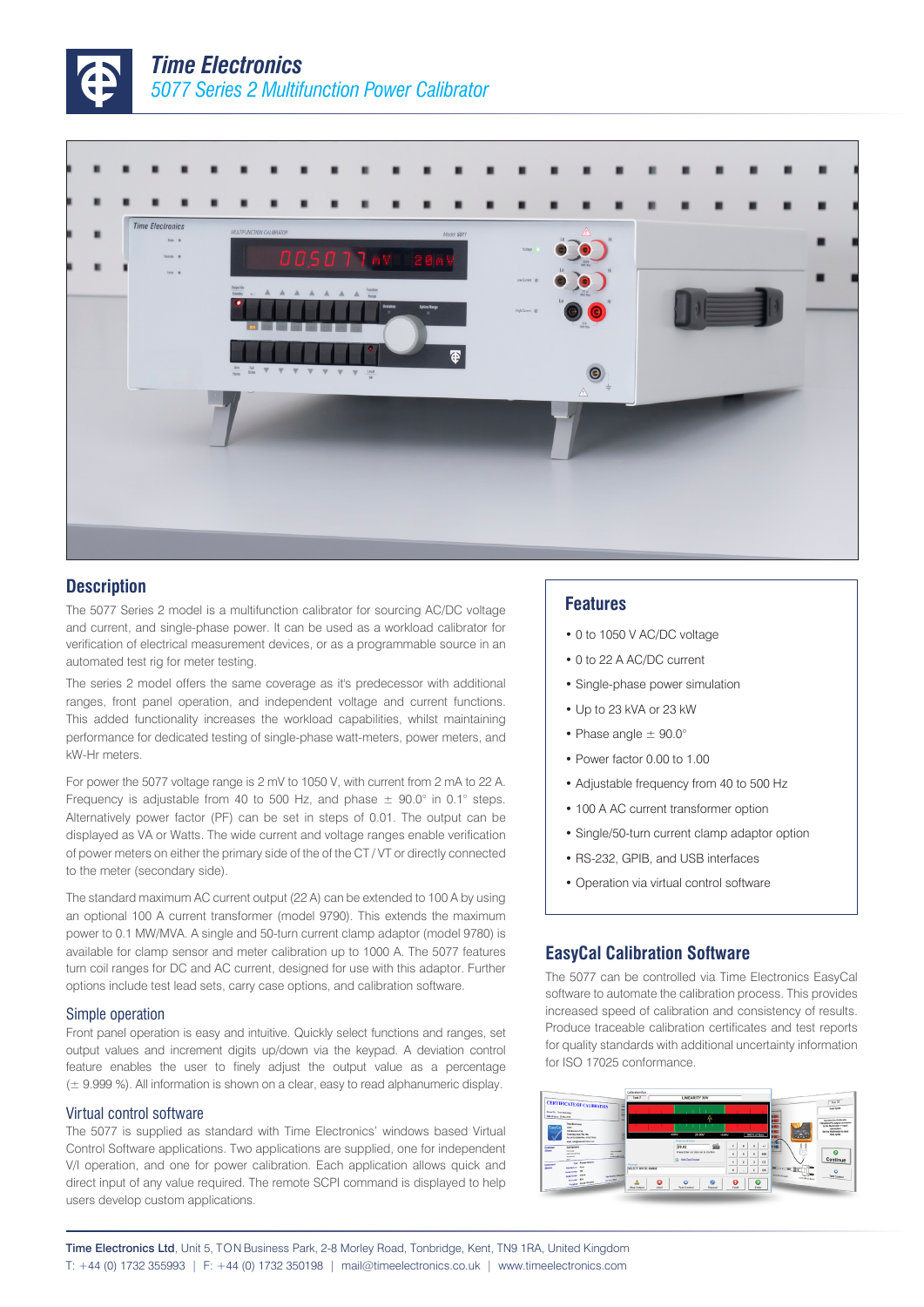# Time Electronics

## 5077 Series 2 Multifunction Power Calibrator

## Description

The 5077 Series 2 model is a multifunction calibrator for sourcing AC/DC voltage and current, and single-phase power. It can be used as a workload calibrator for verification of electrical measurement devices, or as a programmable source in an automated test rig for meter testing.

The series 2 model offers the same coverage as it's predecessor with additional ranges, front panel operation, and independent voltage and current functions. This added functionality increases the workload capabilities, whilst maintaining performance for dedicated testing of single-phase watt-meters, power meters, and kW-Hr meters.

For power the 5077 voltage range is 2 mV to 1050 V, with current from 2 mA to 22 A. Frequency is adjustable from 40 to 500 Hz, and phase ± 90.0° in 0.1° steps. Alternatively power factor (PF) can be set in steps of 0.01. The output can be displayed as VA or Watts. The wide current and voltage ranges enable verification of power meters on either the primary side of the of the CT / VT or directly connected to the meter (secondary side).

The standard maximum AC current output (22 A) can be extended to 100 A by using an optional 100 A current transformer (model 9790). This extends the maximum power to 0.1 MW/MVA. A single and 50-turn current clamp adaptor (model 9780) is available for clamp sensor and meter calibration up to 1000 A. The 5077 features turn coil ranges for DC and AC current, designed for use with this adaptor. Further options include test lead sets, carry case options, and calibration software.

### Simple operation

Front panel operation is easy and intuitive. Quickly select functions and ranges, set output values and increment digits up/down via the keypad. A deviation control feature enables the user to finely adjust the output value as a percentage (± 9.999 %). All information is shown on a clear, easy to read alphanumeric display.

### Virtual control software

The 5077 is supplied as standard with Time Electronics' windows based Virtual Control Software applications. Two applications are supplied, one for independent V/I operation, and one for power calibration. Each application allows quick and direct input of any value required. The remote SCPI command is displayed to help users develop custom applications.

## Features

- 0 to 1050 V AC/DC voltage
- 0 to 22 A AC/DC current
- Single-phase power simulation
- Up to 23 kVA or 23 kW
- Phase angle ± 90.0°
- Power factor 0.00 to 1.00
- Adjustable frequency from 40 to 500 Hz
- 100 A AC current transformer option
- Single/50-turn current clamp adaptor option
- RS-232, GPIB, and USB interfaces
- Operation via virtual control software

## EasyCal Calibration Software

The 5077 can be controlled via Time Electronics EasyCal software to automate the calibration process. This provides increased speed of calibration and consistency of results. Produce traceable calibration certificates and test reports for quality standards with additional uncertainty information for ISO 17025 conformance.

**Time Electronics Ltd**, Unit 5, TON Business Park, 2-8 Morley Road, Tonbridge, Kent, TN9 1RA, United Kingdom
T: +44 (0) 1732 355993 | F: +44 (0) 1732 350198 | mail@timeelectronics.co.uk | www.timeelectronics.com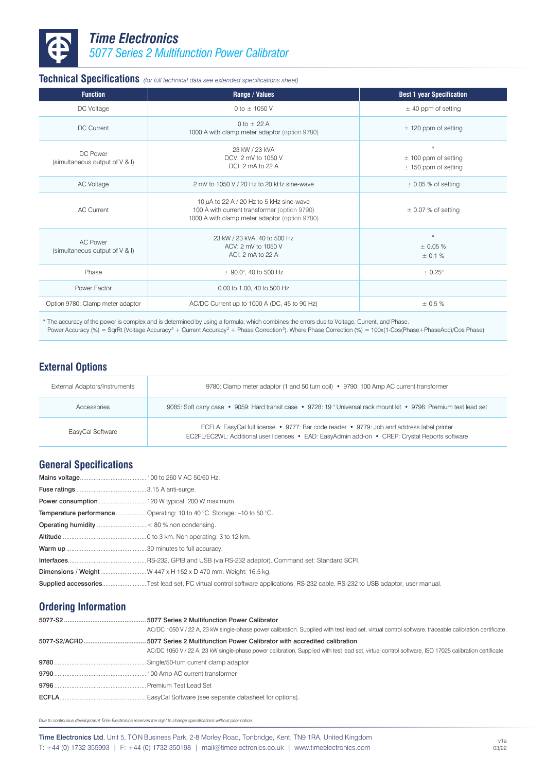# Time Electronics
## 5077 Series 2 Multifunction Power Calibrator

## Technical Specifications *(for full technical data see extended specifications sheet)*

| Function | Range / Values | Best 1 year Specification |
|---|---|---|
| DC Voltage | 0 to ± 1050 V | ± 40 ppm of setting |
| DC Current | 0 to ± 22 A<br>1000 A with clamp meter adaptor (option 9780) | ± 120 ppm of setting |
| DC Power (simultaneous output of V & I) | 23 kW / 23 kVA<br>DCV: 2 mV to 1050 V<br>DCI: 2 mA to 22 A | *<br>± 100 ppm of setting<br>± 150 ppm of setting |
| AC Voltage | 2 mV to 1050 V / 20 Hz to 20 kHz sine-wave | ± 0.05 % of setting |
| AC Current | 10 μA to 22 A / 20 Hz to 5 kHz sine-wave<br>100 A with current transformer (option 9790)<br>1000 A with clamp meter adaptor (option 9780) | ± 0.07 % of setting |
| AC Power (simultaneous output of V & I) | 23 kW / 23 kVA, 40 to 500 Hz<br>ACV: 2 mV to 1050 V<br>ACI: 2 mA to 22 A | *<br>± 0.05 %<br>± 0.1 % |
| Phase | ± 90.0°, 40 to 500 Hz | ± 0.25° |
| Power Factor | 0.00 to 1.00, 40 to 500 Hz | |
| Option 9780: Clamp meter adaptor | AC/DC Current up to 1000 A (DC, 45 to 90 Hz) | ± 0.5 % |

* The accuracy of the power is complex and is determined by using a formula, which combines the errors due to Voltage, Current, and Phase.
Power Accuracy (%) = SqrRt (Voltage Accuracy$^2$ + Current Accuracy$^2$ + Phase Correction$^2$). Where Phase Correction (%) = 100x(1-Cos(Phase+PhaseAcc)/Cos Phase)

## External Options

| | |
|---|---|
| External Adaptors/Instruments | 9780: Clamp meter adaptor (1 and 50 turn coil) • 9790: 100 Amp AC current transformer |
| Accessories | 9085: Soft carry case • 9059: Hard transit case • 9728: 19 " Universal rack mount kit • 9796: Premium test lead set |
| EasyCal Software | ECFLA: EasyCal full license • 9777: Bar code reader • 9779: Job and address label printer<br>EC2FL/EC2WL: Additional user licenses • EAD: EasyAdmin add-on • CREP: Crystal Reports software |

## General Specifications

**Mains voltage**........ 100 to 260 V AC 50/60 Hz.
**Fuse ratings**........ 3.15 A anti-surge.
**Power consumption**........ 120 W typical, 200 W maximum.
**Temperature performance**........ Operating: 10 to 40 °C. Storage: –10 to 50 °C.
**Operating humidity**........ < 80 % non condensing.
**Altitude**........ 0 to 3 km. Non operating: 3 to 12 km.
**Warm up**........ 30 minutes to full accuracy.
**Interfaces**........ RS-232, GPIB and USB (via RS-232 adaptor). Command set: Standard SCPI.
**Dimensions / Weight**........ W 447 x H 152 x D 470 mm. Weight: 16.5 kg.
**Supplied accessories**........ Test lead set, PC virtual control software applications, RS-232 cable, RS-232 to USB adaptor, user manual.

## Ordering Information

**5077-S2**........ **5077 Series 2 Multifunction Power Calibrator**
AC/DC 1050 V / 22 A, 23 kW single-phase power calibration. Supplied with test lead set, virtual control software, traceable calibration certificate.

**5077-S2/ACRD**........ **5077 Series 2 Multifunction Power Calibrator with accredited calibration**
AC/DC 1050 V / 22 A, 23 kW single-phase power calibration. Supplied with test lead set, virtual control software, ISO 17025 calibration certificate.

**9780**........ Single/50-turn current clamp adaptor
**9790**........ 100 Amp AC current transformer
**9796**........ Premium Test Lead Set
**ECFLA**........ EasyCal Software (see separate datasheet for options).

*Due to continuous development Time Electronics reserves the right to change specifications without prior notice.*

**Time Electronics Ltd**, Unit 5, TON Business Park, 2-8 Morley Road, Tonbridge, Kent, TN9 1RA, United Kingdom
T: +44 (0) 1732 355993 | F: +44 (0) 1732 350198 | mail@timeelectronics.co.uk | www.timeelectronics.com

v1a
03/22